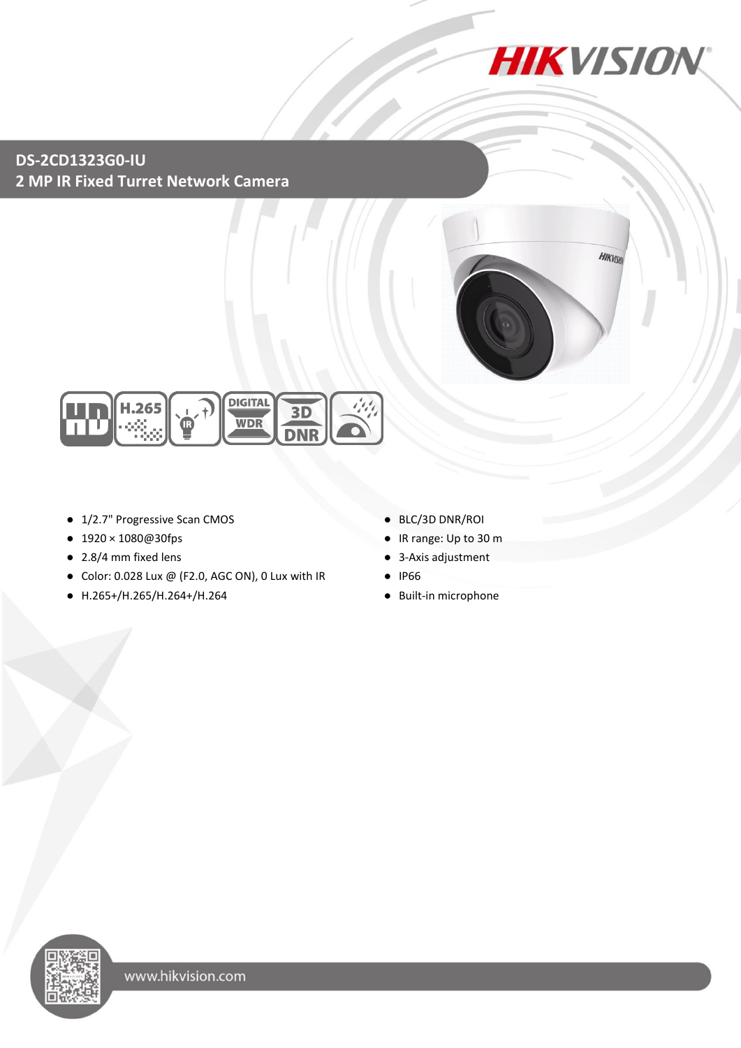# DS-2CD1323G0-IU

## 2 MP IR Fixed Turret Network Camera

- 1/2.7" Progressive Scan CMOS
- 1920 × 1080@30fps
- 2.8/4 mm fixed lens
- Color: 0.028 Lux @ (F2.0, AGC ON), 0 Lux with IR
- H.265+/H.265/H.264+/H.264
- BLC/3D DNR/ROI
- IR range: Up to 30 m
- 3-Axis adjustment
- IP66
- Built-in microphone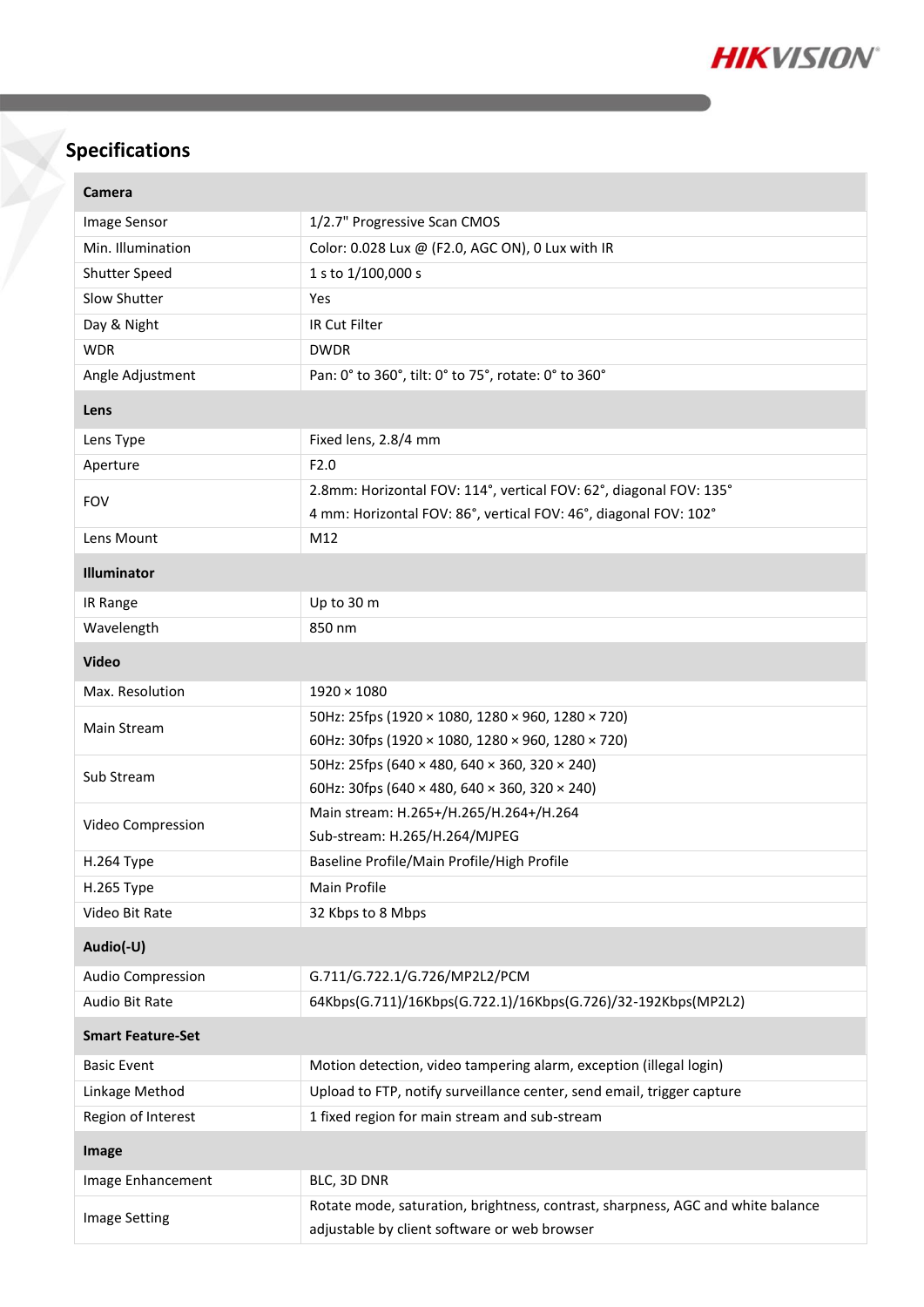## Specifications

| Camera | |
|---|---|
| Image Sensor | 1/2.7" Progressive Scan CMOS |
| Min. Illumination | Color: 0.028 Lux @ (F2.0, AGC ON), 0 Lux with IR |
| Shutter Speed | 1 s to 1/100,000 s |
| Slow Shutter | Yes |
| Day & Night | IR Cut Filter |
| WDR | DWDR |
| Angle Adjustment | Pan: 0° to 360°, tilt: 0° to 75°, rotate: 0° to 360° |
| **Lens** | |
| Lens Type | Fixed lens, 2.8/4 mm |
| Aperture | F2.0 |
| FOV | 2.8mm: Horizontal FOV: 114°, vertical FOV: 62°, diagonal FOV: 135°<br>4 mm: Horizontal FOV: 86°, vertical FOV: 46°, diagonal FOV: 102° |
| Lens Mount | M12 |
| **Illuminator** | |
| IR Range | Up to 30 m |
| Wavelength | 850 nm |
| **Video** | |
| Max. Resolution | 1920 × 1080 |
| Main Stream | 50Hz: 25fps (1920 × 1080, 1280 × 960, 1280 × 720)<br>60Hz: 30fps (1920 × 1080, 1280 × 960, 1280 × 720) |
| Sub Stream | 50Hz: 25fps (640 × 480, 640 × 360, 320 × 240)<br>60Hz: 30fps (640 × 480, 640 × 360, 320 × 240) |
| Video Compression | Main stream: H.265+/H.265/H.264+/H.264<br>Sub-stream: H.265/H.264/MJPEG |
| H.264 Type | Baseline Profile/Main Profile/High Profile |
| H.265 Type | Main Profile |
| Video Bit Rate | 32 Kbps to 8 Mbps |
| **Audio(-U)** | |
| Audio Compression | G.711/G.722.1/G.726/MP2L2/PCM |
| Audio Bit Rate | 64Kbps(G.711)/16Kbps(G.722.1)/16Kbps(G.726)/32-192Kbps(MP2L2) |
| **Smart Feature-Set** | |
| Basic Event | Motion detection, video tampering alarm, exception (illegal login) |
| Linkage Method | Upload to FTP, notify surveillance center, send email, trigger capture |
| Region of Interest | 1 fixed region for main stream and sub-stream |
| **Image** | |
| Image Enhancement | BLC, 3D DNR |
| Image Setting | Rotate mode, saturation, brightness, contrast, sharpness, AGC and white balance adjustable by client software or web browser |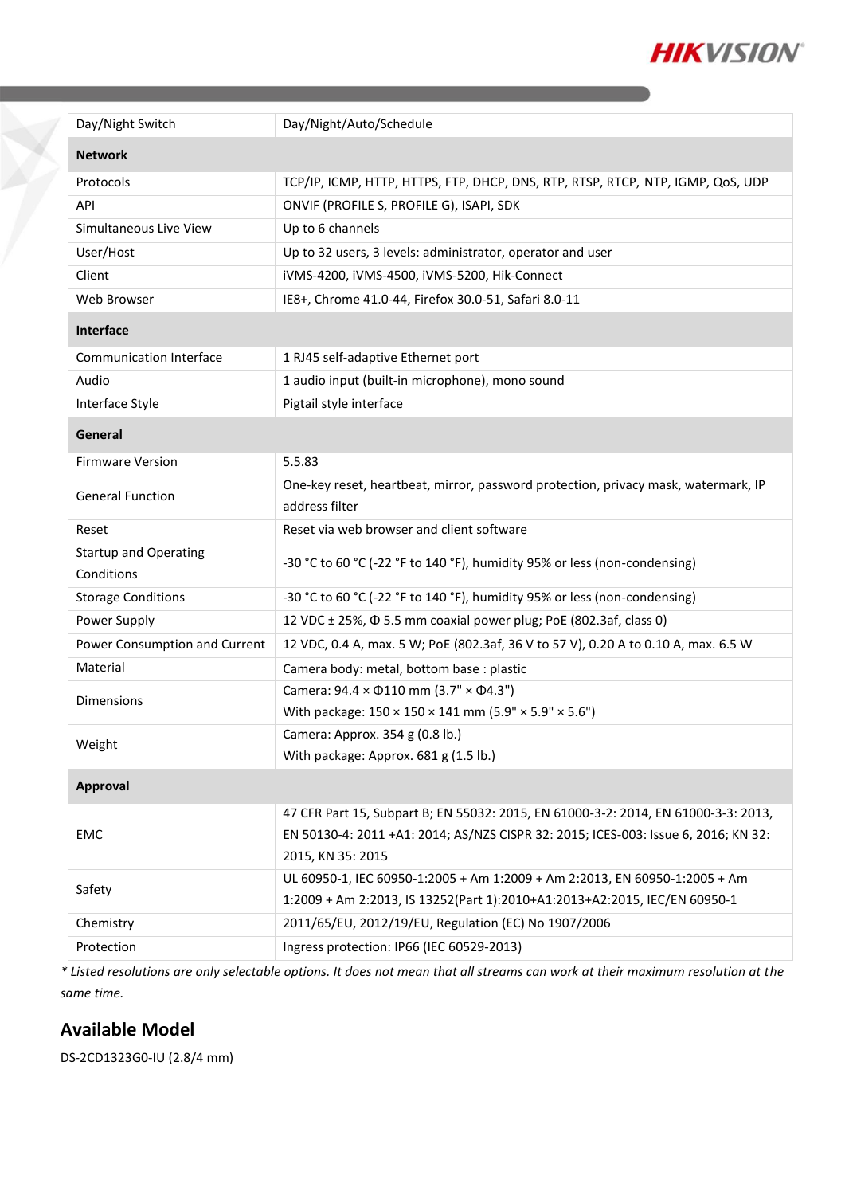| Day/Night Switch | Day/Night/Auto/Schedule |
|---|---|
| **Network** | |
| Protocols | TCP/IP, ICMP, HTTP, HTTPS, FTP, DHCP, DNS, RTP, RTSP, RTCP, NTP, IGMP, QoS, UDP |
| API | ONVIF (PROFILE S, PROFILE G), ISAPI, SDK |
| Simultaneous Live View | Up to 6 channels |
| User/Host | Up to 32 users, 3 levels: administrator, operator and user |
| Client | iVMS-4200, iVMS-4500, iVMS-5200, Hik-Connect |
| Web Browser | IE8+, Chrome 41.0-44, Firefox 30.0-51, Safari 8.0-11 |
| **Interface** | |
| Communication Interface | 1 RJ45 self-adaptive Ethernet port |
| Audio | 1 audio input (built-in microphone), mono sound |
| Interface Style | Pigtail style interface |
| **General** | |
| Firmware Version | 5.5.83 |
| General Function | One-key reset, heartbeat, mirror, password protection, privacy mask, watermark, IP address filter |
| Reset | Reset via web browser and client software |
| Startup and Operating Conditions | -30 °C to 60 °C (-22 °F to 140 °F), humidity 95% or less (non-condensing) |
| Storage Conditions | -30 °C to 60 °C (-22 °F to 140 °F), humidity 95% or less (non-condensing) |
| Power Supply | 12 VDC ± 25%, Φ 5.5 mm coaxial power plug; PoE (802.3af, class 0) |
| Power Consumption and Current | 12 VDC, 0.4 A, max. 5 W; PoE (802.3af, 36 V to 57 V), 0.20 A to 0.10 A, max. 6.5 W |
| Material | Camera body: metal, bottom base : plastic |
| Dimensions | Camera: 94.4 × Φ110 mm (3.7" × Φ4.3")<br>With package: 150 × 150 × 141 mm (5.9" × 5.9" × 5.6") |
| Weight | Camera: Approx. 354 g (0.8 lb.)<br>With package: Approx. 681 g (1.5 lb.) |
| **Approval** | |
| EMC | 47 CFR Part 15, Subpart B; EN 55032: 2015, EN 61000-3-2: 2014, EN 61000-3-3: 2013, EN 50130-4: 2011 +A1: 2014; AS/NZS CISPR 32: 2015; ICES-003: Issue 6, 2016; KN 32: 2015, KN 35: 2015 |
| Safety | UL 60950-1, IEC 60950-1:2005 + Am 1:2009 + Am 2:2013, EN 60950-1:2005 + Am 1:2009 + Am 2:2013, IS 13252(Part 1):2010+A1:2013+A2:2015, IEC/EN 60950-1 |
| Chemistry | 2011/65/EU, 2012/19/EU, Regulation (EC) No 1907/2006 |
| Protection | Ingress protection: IP66 (IEC 60529-2013) |

*\* Listed resolutions are only selectable options. It does not mean that all streams can work at their maximum resolution at the same time.*

## Available Model

DS-2CD1323G0-IU (2.8/4 mm)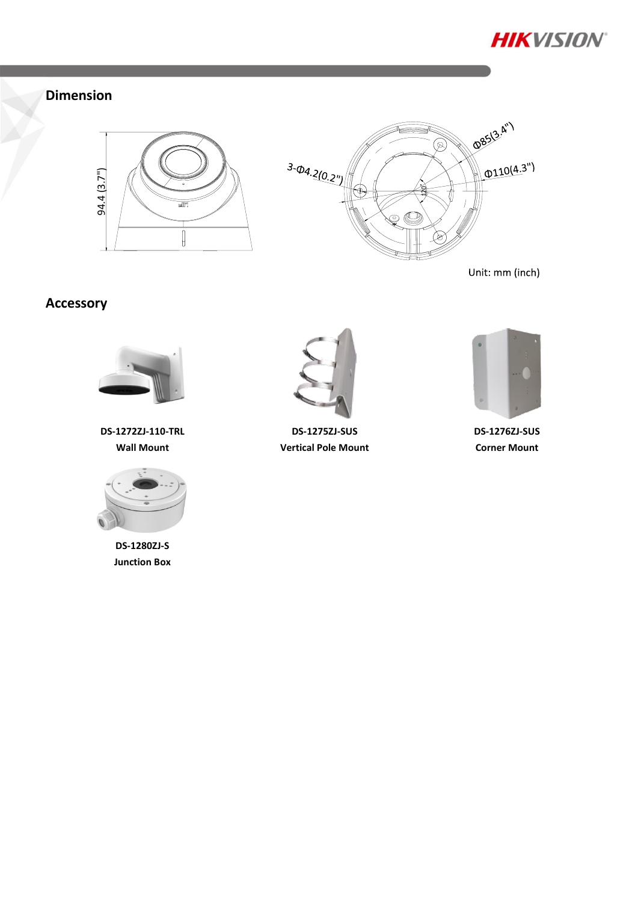## Dimension

94.4 (3.7")

3-Φ4.2(0.2")

Φ85(3.4")

Φ110(4.3")

120°

Unit: mm (inch)

## Accessory

**DS-1272ZJ-110-TRL**
**Wall Mount**

**DS-1275ZJ-SUS**
**Vertical Pole Mount**

**DS-1276ZJ-SUS**
**Corner Mount**

**DS-1280ZJ-S**
**Junction Box**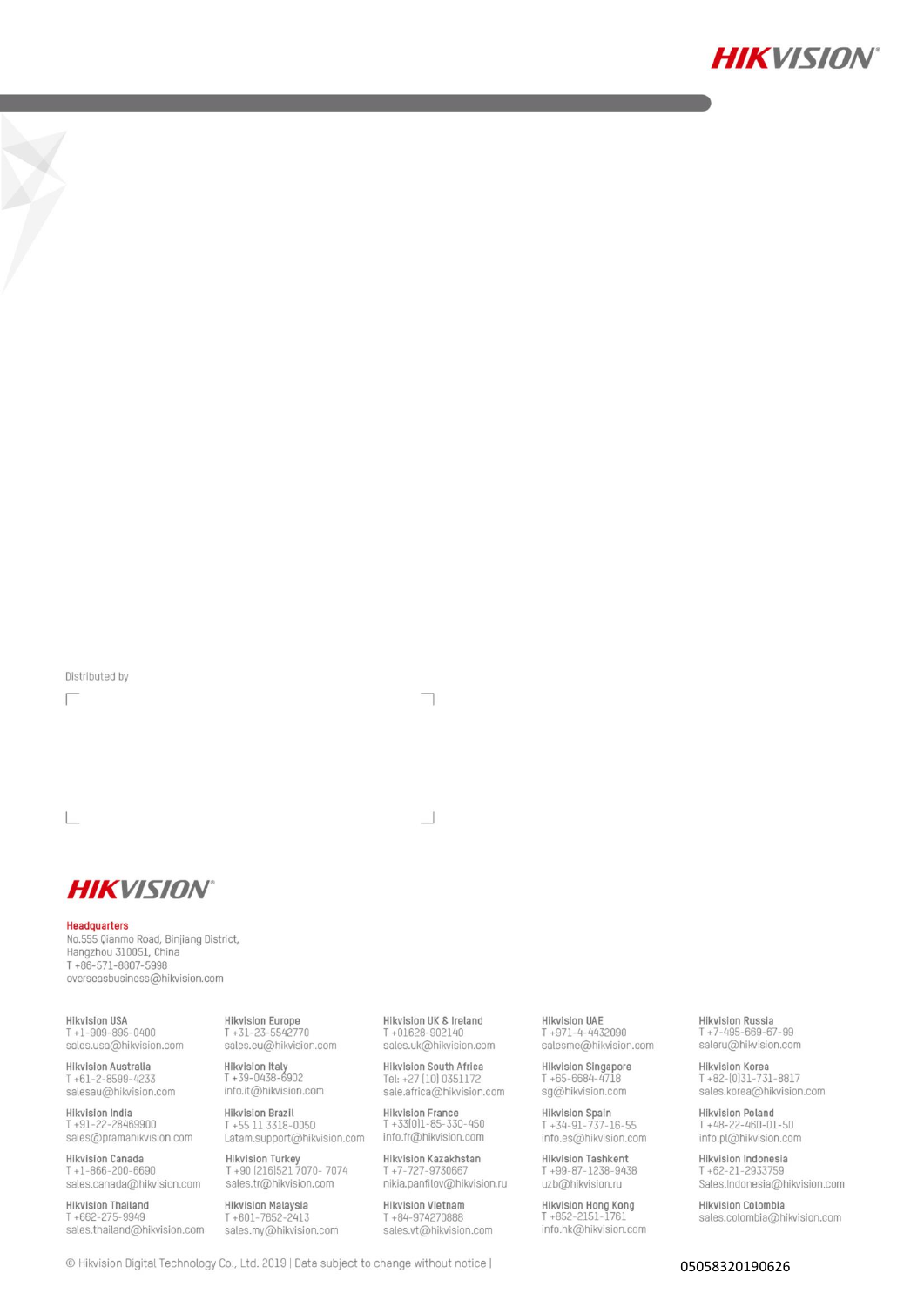Distributed by

**HIKVISION**

**Headquarters**
No.555 Qianmo Road, Binjiang District,
Hangzhou 310051, China
T +86-571-8807-5998
overseasbusiness@hikvision.com

**Hikvision USA**
T +1-909-895-0400
sales.usa@hikvision.com

**Hikvision Australia**
T +61-2-8599-4233
salesau@hikvision.com

**Hikvision India**
T +91-22-28469900
sales@pramahikvision.com

**Hikvision Canada**
T +1-866-200-6690
sales.canada@hikvision.com

**Hikvision Thailand**
T +662-275-9949
sales.thailand@hikvision.com

**Hikvision Europe**
T +31-23-5542770
sales.eu@hikvision.com

**Hikvision Italy**
T +39-0438-6902
info.it@hikvision.com

**Hikvision Brazil**
T +55 11 3318-0050
Latam.support@hikvision.com

**Hikvision Turkey**
T +90 (216)521 7070- 7074
sales.tr@hikvision.com

**Hikvision Malaysia**
T +601-7652-2413
sales.my@hikvision.com

**Hikvision UK & Ireland**
T +01628-902140
sales.uk@hikvision.com

**Hikvision South Africa**
Tel: +27 (10) 0351172
sale.africa@hikvision.com

**Hikvision France**
T +33(0)1-85-330-450
info.fr@hikvision.com

**Hikvision Kazakhstan**
T +7-727-9730667
nikia.panfilov@hikvision.ru

**Hikvision Vietnam**
T +84-974270888
sales.vt@hikvision.com

**Hikvision UAE**
T +971-4-4432090
salesme@hikvision.com

**Hikvision Singapore**
T +65-6684-4718
sg@hikvision.com

**Hikvision Spain**
T +34-91-737-16-55
info.es@hikvision.com

**Hikvision Tashkent**
T +99-87-1238-9438
uzb@hikvision.ru

**Hikvision Hong Kong**
T +852-2151-1761
info.hk@hikvision.com

**Hikvision Russia**
T +7-495-669-67-99
saleru@hikvision.com

**Hikvision Korea**
T +82-(0)31-731-8817
sales.korea@hikvision.com

**Hikvision Poland**
T +48-22-460-01-50
info.pl@hikvision.com

**Hikvision Indonesia**
T +62-21-2933759
Sales.indonesia@hikvision.com

**Hikvision Colombia**
sales.colombia@hikvision.com

© Hikvision Digital Technology Co., Ltd. 2019 | Data subject to change without notice |

05058320190626